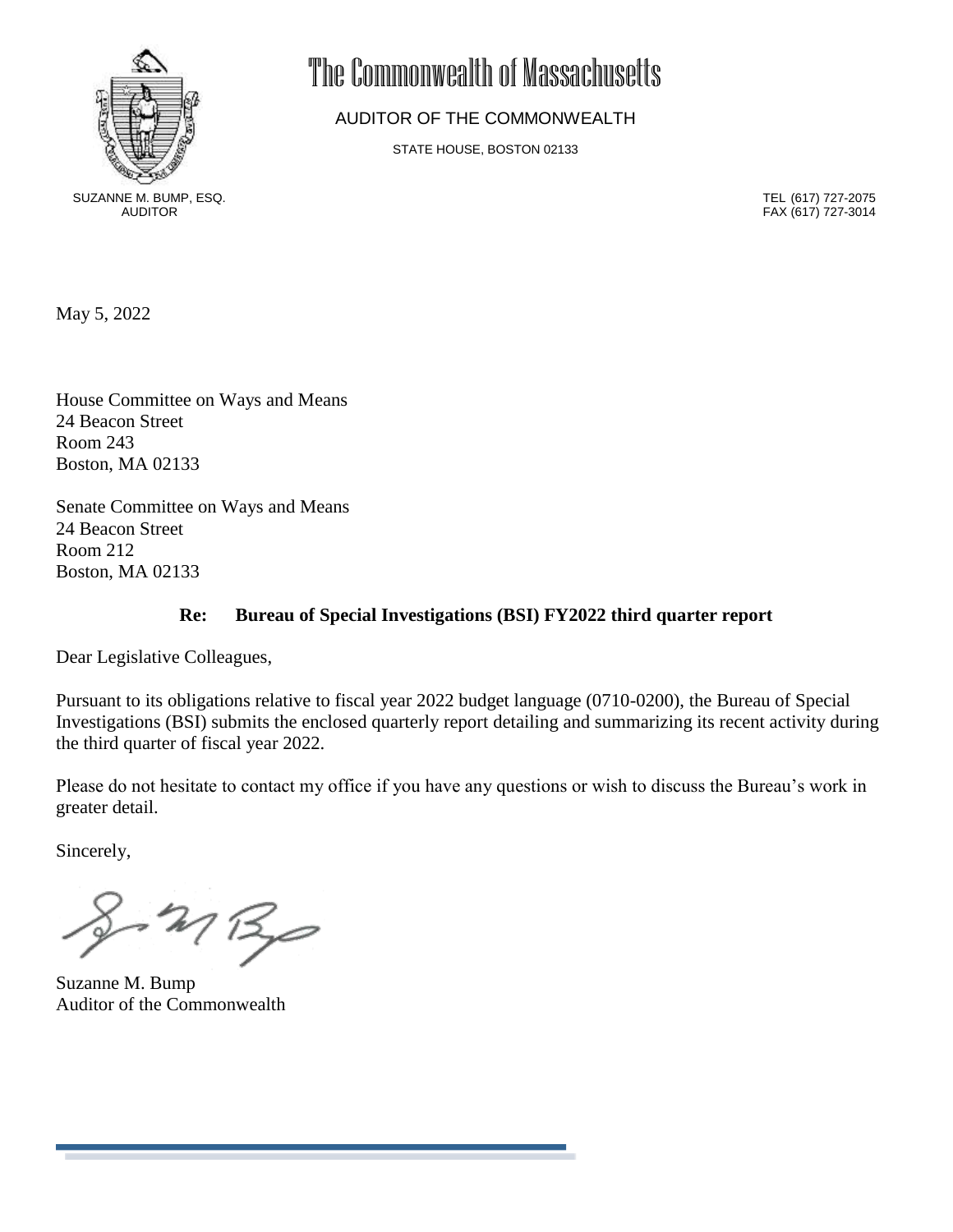# The Commonwealth of Massachusetts

AUDITOR OF THE COMMONWEALTH

STATE HOUSE, BOSTON 02133

SUZANNE M. BUMP, ESQ.
AUDITOR

TEL (617) 727-2075
FAX (617) 727-3014

May 5, 2022

House Committee on Ways and Means
24 Beacon Street
Room 243
Boston, MA 02133

Senate Committee on Ways and Means
24 Beacon Street
Room 212
Boston, MA 02133

**Re: Bureau of Special Investigations (BSI) FY2022 third quarter report**

Dear Legislative Colleagues,

Pursuant to its obligations relative to fiscal year 2022 budget language (0710-0200), the Bureau of Special Investigations (BSI) submits the enclosed quarterly report detailing and summarizing its recent activity during the third quarter of fiscal year 2022.

Please do not hesitate to contact my office if you have any questions or wish to discuss the Bureau's work in greater detail.

Sincerely,

Suzanne M. Bump
Auditor of the Commonwealth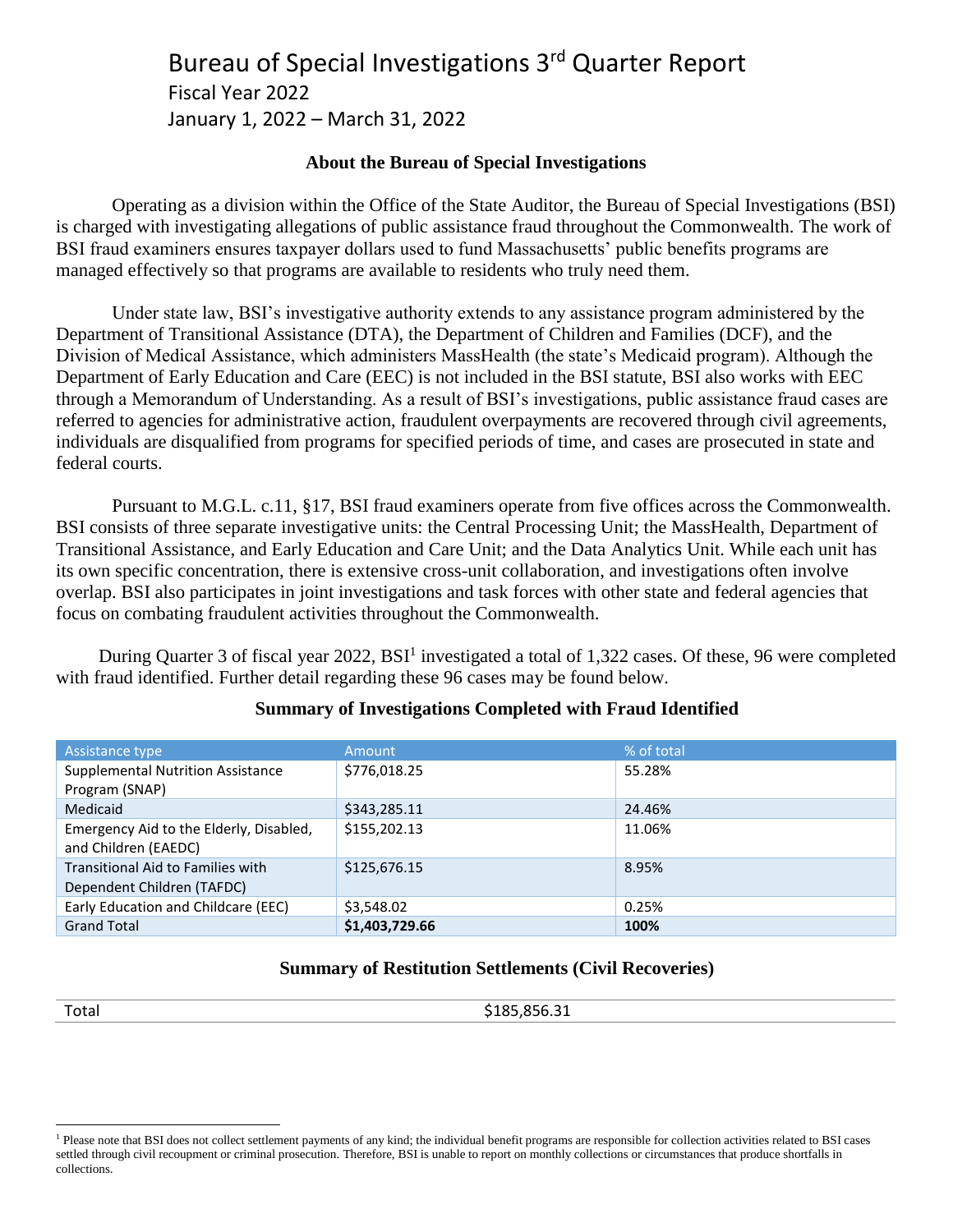# Bureau of Special Investigations 3rd Quarter Report

Fiscal Year 2022

January 1, 2022 – March 31, 2022

### About the Bureau of Special Investigations

Operating as a division within the Office of the State Auditor, the Bureau of Special Investigations (BSI) is charged with investigating allegations of public assistance fraud throughout the Commonwealth. The work of BSI fraud examiners ensures taxpayer dollars used to fund Massachusetts' public benefits programs are managed effectively so that programs are available to residents who truly need them.

Under state law, BSI's investigative authority extends to any assistance program administered by the Department of Transitional Assistance (DTA), the Department of Children and Families (DCF), and the Division of Medical Assistance, which administers MassHealth (the state's Medicaid program). Although the Department of Early Education and Care (EEC) is not included in the BSI statute, BSI also works with EEC through a Memorandum of Understanding. As a result of BSI's investigations, public assistance fraud cases are referred to agencies for administrative action, fraudulent overpayments are recovered through civil agreements, individuals are disqualified from programs for specified periods of time, and cases are prosecuted in state and federal courts.

Pursuant to M.G.L. c.11, §17, BSI fraud examiners operate from five offices across the Commonwealth. BSI consists of three separate investigative units: the Central Processing Unit; the MassHealth, Department of Transitional Assistance, and Early Education and Care Unit; and the Data Analytics Unit. While each unit has its own specific concentration, there is extensive cross-unit collaboration, and investigations often involve overlap. BSI also participates in joint investigations and task forces with other state and federal agencies that focus on combating fraudulent activities throughout the Commonwealth.

During Quarter 3 of fiscal year 2022, BSI[1] investigated a total of 1,322 cases. Of these, 96 were completed with fraud identified. Further detail regarding these 96 cases may be found below.

### Summary of Investigations Completed with Fraud Identified

| Assistance type | Amount | % of total |
|---|---|---|
| Supplemental Nutrition Assistance Program (SNAP) | $776,018.25 | 55.28% |
| Medicaid | $343,285.11 | 24.46% |
| Emergency Aid to the Elderly, Disabled, and Children (EAEDC) | $155,202.13 | 11.06% |
| Transitional Aid to Families with Dependent Children (TAFDC) | $125,676.15 | 8.95% |
| Early Education and Childcare (EEC) | $3,548.02 | 0.25% |
| Grand Total | **$1,403,729.66** | **100%** |

### Summary of Restitution Settlements (Civil Recoveries)

| | |
|---|---|
| Total | $185,856.31 |

[1] Please note that BSI does not collect settlement payments of any kind; the individual benefit programs are responsible for collection activities related to BSI cases settled through civil recoupment or criminal prosecution. Therefore, BSI is unable to report on monthly collections or circumstances that produce shortfalls in collections.